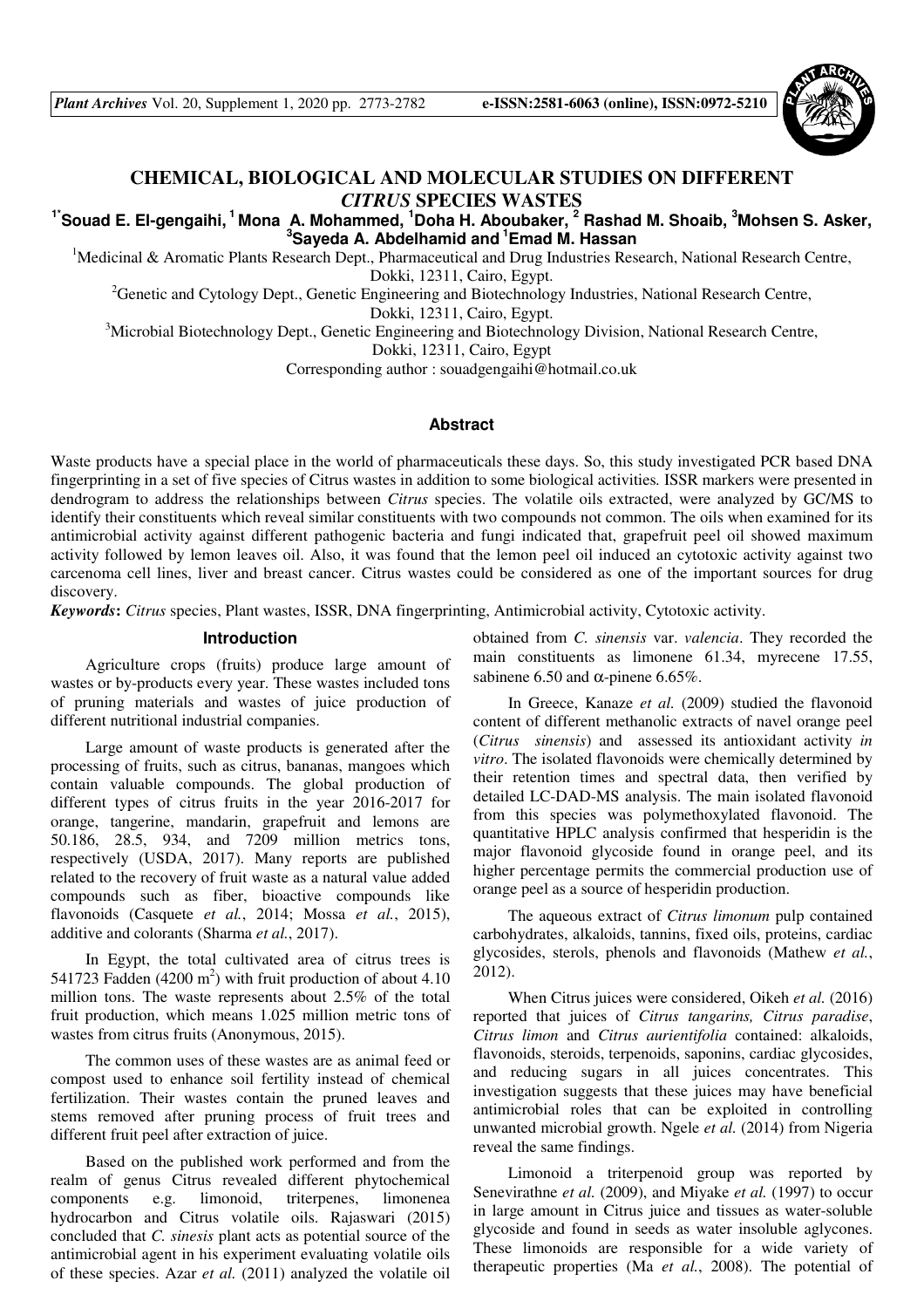# CHEMICAL, BIOLOGICAL AND MOLECULAR STUDIES ON DIFFERENT *CITRUS* SPECIES WASTES

**Souad E. El-gengaihi[1*], Mona A. Mohammed[1], Doha H. Aboubaker[1], Rashad M. Shoaib[2], Mohsen S. Asker[3], Sayeda A. Abdelhamid[3] and Emad M. Hassan[1]**

[1]Medicinal & Aromatic Plants Research Dept., Pharmaceutical and Drug Industries Research, National Research Centre, Dokki, 12311, Cairo, Egypt.

[2]Genetic and Cytology Dept., Genetic Engineering and Biotechnology Industries, National Research Centre, Dokki, 12311, Cairo, Egypt.

[3]Microbial Biotechnology Dept., Genetic Engineering and Biotechnology Division, National Research Centre, Dokki, 12311, Cairo, Egypt

Corresponding author : souadgengaihi@hotmail.co.uk

## Abstract

Waste products have a special place in the world of pharmaceuticals these days. So, this study investigated PCR based DNA fingerprinting in a set of five species of Citrus wastes in addition to some biological activities. ISSR markers were presented in dendrogram to address the relationships between *Citrus* species. The volatile oils extracted, were analyzed by GC/MS to identify their constituents which reveal similar constituents with two compounds not common. The oils when examined for its antimicrobial activity against different pathogenic bacteria and fungi indicated that, grapefruit peel oil showed maximum activity followed by lemon leaves oil. Also, it was found that the lemon peel oil induced an cytotoxic activity against two carcenoma cell lines, liver and breast cancer. Citrus wastes could be considered as one of the important sources for drug discovery.

***Keywords*:** *Citrus* species, Plant wastes, ISSR, DNA fingerprinting, Antimicrobial activity, Cytotoxic activity.

## Introduction

Agriculture crops (fruits) produce large amount of wastes or by-products every year. These wastes included tons of pruning materials and wastes of juice production of different nutritional industrial companies.

Large amount of waste products is generated after the processing of fruits, such as citrus, bananas, mangoes which contain valuable compounds. The global production of different types of citrus fruits in the year 2016-2017 for orange, tangerine, mandarin, grapefruit and lemons are 50.186, 28.5, 934, and 7209 million metrics tons, respectively (USDA, 2017). Many reports are published related to the recovery of fruit waste as a natural value added compounds such as fiber, bioactive compounds like flavonoids (Casquete *et al.*, 2014; Mossa *et al.*, 2015), additive and colorants (Sharma *et al.*, 2017).

In Egypt, the total cultivated area of citrus trees is 541723 Fadden (4200 $m^2$) with fruit production of about 4.10 million tons. The waste represents about 2.5% of the total fruit production, which means 1.025 million metric tons of wastes from citrus fruits (Anonymous, 2015).

The common uses of these wastes are as animal feed or compost used to enhance soil fertility instead of chemical fertilization. Their wastes contain the pruned leaves and stems removed after pruning process of fruit trees and different fruit peel after extraction of juice.

Based on the published work performed and from the realm of genus Citrus revealed different phytochemical components e.g. limonoid, triterpenes, limonenea hydrocarbon and Citrus volatile oils. Rajaswari (2015) concluded that *C. sinesis* plant acts as potential source of the antimicrobial agent in his experiment evaluating volatile oils of these species. Azar *et al.* (2011) analyzed the volatile oil obtained from *C. sinensis* var. *valencia*. They recorded the main constituents as limonene 61.34, myrecene 17.55, sabinene 6.50 and α-pinene 6.65%.

In Greece, Kanaze *et al.* (2009) studied the flavonoid content of different methanolic extracts of navel orange peel (*Citrus sinensis*) and assessed its antioxidant activity *in vitro*. The isolated flavonoids were chemically determined by their retention times and spectral data, then verified by detailed LC-DAD-MS analysis. The main isolated flavonoid from this species was polymethoxylated flavonoid. The quantitative HPLC analysis confirmed that hesperidin is the major flavonoid glycoside found in orange peel, and its higher percentage permits the commercial production use of orange peel as a source of hesperidin production.

The aqueous extract of *Citrus limonum* pulp contained carbohydrates, alkaloids, tannins, fixed oils, proteins, cardiac glycosides, sterols, phenols and flavonoids (Mathew *et al.*, 2012).

When Citrus juices were considered, Oikeh *et al.* (2016) reported that juices of *Citrus tangarins, Citrus paradise*, *Citrus limon* and *Citrus aurientifolia* contained: alkaloids, flavonoids, steroids, terpenoids, saponins, cardiac glycosides, and reducing sugars in all juices concentrates. This investigation suggests that these juices may have beneficial antimicrobial roles that can be exploited in controlling unwanted microbial growth. Ngele *et al.* (2014) from Nigeria reveal the same findings.

Limonoid a triterpenoid group was reported by Senevirathne *et al.* (2009), and Miyake *et al.* (1997) to occur in large amount in Citrus juice and tissues as water-soluble glycoside and found in seeds as water insoluble aglycones. These limonoids are responsible for a wide variety of therapeutic properties (Ma *et al.*, 2008). The potential of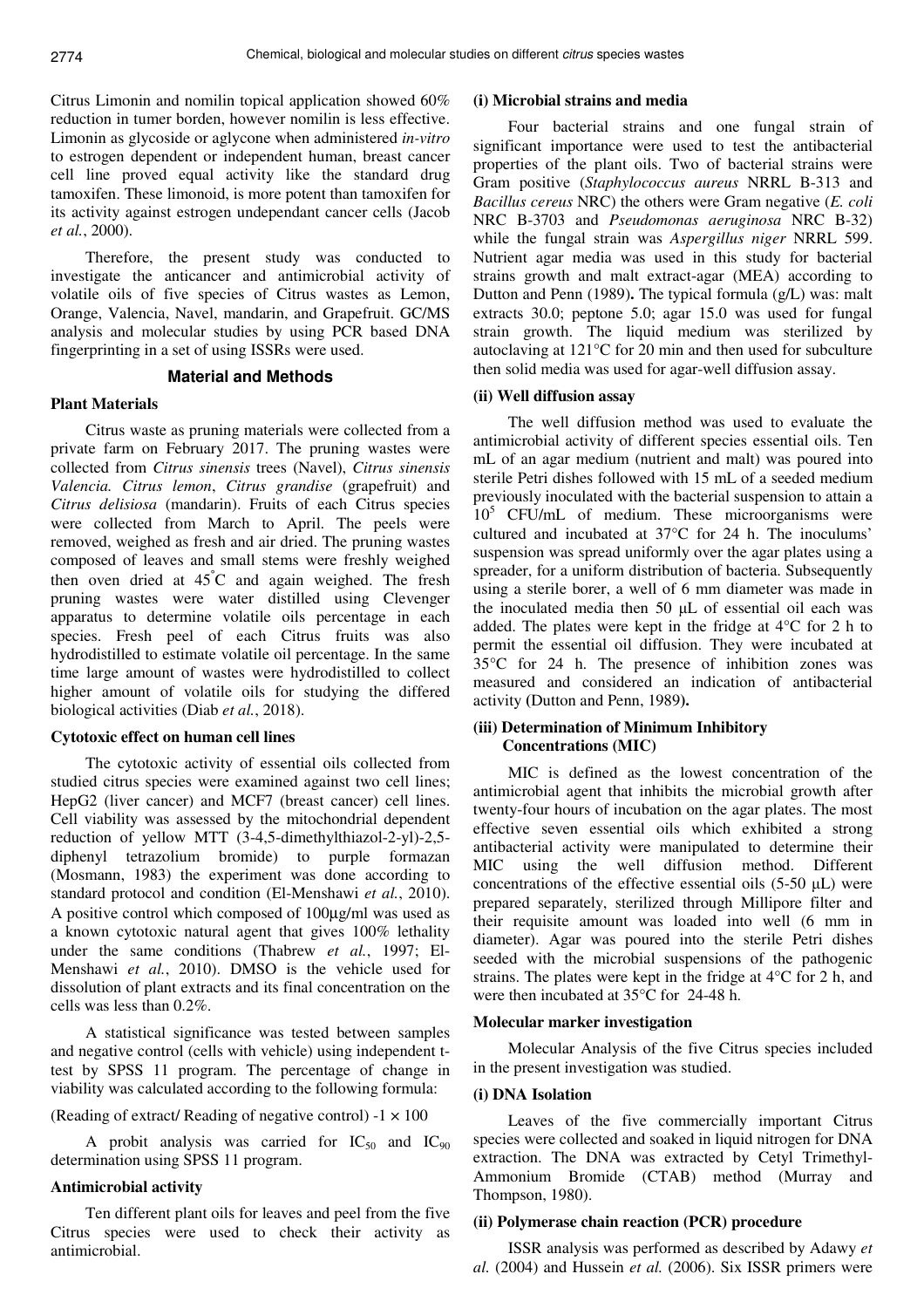Citrus Limonin and nomilin topical application showed 60% reduction in tumer borden, however nomilin is less effective. Limonin as glycoside or aglycone when administered *in-vitro* to estrogen dependent or independent human, breast cancer cell line proved equal activity like the standard drug tamoxifen. These limonoid, is more potent than tamoxifen for its activity against estrogen undependant cancer cells (Jacob *et al.*, 2000).

Therefore, the present study was conducted to investigate the anticancer and antimicrobial activity of volatile oils of five species of Citrus wastes as Lemon, Orange, Valencia, Navel, mandarin, and Grapefruit. GC/MS analysis and molecular studies by using PCR based DNA fingerprinting in a set of using ISSRs were used.

## Material and Methods

### Plant Materials

Citrus waste as pruning materials were collected from a private farm on February 2017. The pruning wastes were collected from *Citrus sinensis* trees (Navel), *Citrus sinensis Valencia. Citrus lemon*, *Citrus grandise* (grapefruit) and *Citrus delisiosa* (mandarin). Fruits of each Citrus species were collected from March to April. The peels were removed, weighed as fresh and air dried. The pruning wastes composed of leaves and small stems were freshly weighed then oven dried at 45°C and again weighed. The fresh pruning wastes were water distilled using Clevenger apparatus to determine volatile oils percentage in each species. Fresh peel of each Citrus fruits was also hydrodistilled to estimate volatile oil percentage. In the same time large amount of wastes were hydrodistilled to collect higher amount of volatile oils for studying the differed biological activities (Diab *et al.*, 2018).

### Cytotoxic effect on human cell lines

The cytotoxic activity of essential oils collected from studied citrus species were examined against two cell lines; HepG2 (liver cancer) and MCF7 (breast cancer) cell lines. Cell viability was assessed by the mitochondrial dependent reduction of yellow MTT (3-4,5-dimethylthiazol-2-yl)-2,5-diphenyl tetrazolium bromide) to purple formazan (Mosmann, 1983) the experiment was done according to standard protocol and condition (El-Menshawi *et al.*, 2010). A positive control which composed of 100µg/ml was used as a known cytotoxic natural agent that gives 100% lethality under the same conditions (Thabrew *et al.*, 1997; El-Menshawi *et al.*, 2010). DMSO is the vehicle used for dissolution of plant extracts and its final concentration on the cells was less than 0.2%.

A statistical significance was tested between samples and negative control (cells with vehicle) using independent t-test by SPSS 11 program. The percentage of change in viability was calculated according to the following formula:

(Reading of extract/ Reading of negative control) $-1 \times 100$

A probit analysis was carried for $IC_{50}$ and $IC_{90}$ determination using SPSS 11 program.

### Antimicrobial activity

Ten different plant oils for leaves and peel from the five Citrus species were used to check their activity as antimicrobial.

#### (i) Microbial strains and media

Four bacterial strains and one fungal strain of significant importance were used to test the antibacterial properties of the plant oils. Two of bacterial strains were Gram positive (*Staphylococcus aureus* NRRL B-313 and *Bacillus cereus* NRC) the others were Gram negative (*E. coli* NRC B-3703 and *Pseudomonas aeruginosa* NRC B-32) while the fungal strain was *Aspergillus niger* NRRL 599. Nutrient agar media was used in this study for bacterial strains growth and malt extract-agar (MEA) according to Dutton and Penn (1989)**.** The typical formula (g/L) was: malt extracts 30.0; peptone 5.0; agar 15.0 was used for fungal strain growth. The liquid medium was sterilized by autoclaving at 121°C for 20 min and then used for subculture then solid media was used for agar-well diffusion assay.

#### (ii) Well diffusion assay

The well diffusion method was used to evaluate the antimicrobial activity of different species essential oils. Ten mL of an agar medium (nutrient and malt) was poured into sterile Petri dishes followed with 15 mL of a seeded medium previously inoculated with the bacterial suspension to attain a $10^5$ CFU/mL of medium. These microorganisms were cultured and incubated at 37°C for 24 h. The inoculums' suspension was spread uniformly over the agar plates using a spreader, for a uniform distribution of bacteria. Subsequently using a sterile borer, a well of 6 mm diameter was made in the inoculated media then 50 µL of essential oil each was added. The plates were kept in the fridge at 4°C for 2 h to permit the essential oil diffusion. They were incubated at 35°C for 24 h. The presence of inhibition zones was measured and considered an indication of antibacterial activity **(**Dutton and Penn, 1989**).**

#### (iii) Determination of Minimum Inhibitory Concentrations (MIC)

MIC is defined as the lowest concentration of the antimicrobial agent that inhibits the microbial growth after twenty-four hours of incubation on the agar plates. The most effective seven essential oils which exhibited a strong antibacterial activity were manipulated to determine their MIC using the well diffusion method. Different concentrations of the effective essential oils (5-50 µL) were prepared separately, sterilized through Millipore filter and their requisite amount was loaded into well (6 mm in diameter). Agar was poured into the sterile Petri dishes seeded with the microbial suspensions of the pathogenic strains. The plates were kept in the fridge at 4°C for 2 h, and were then incubated at 35°C for 24-48 h.

### Molecular marker investigation

Molecular Analysis of the five Citrus species included in the present investigation was studied.

#### (i) DNA Isolation

Leaves of the five commercially important Citrus species were collected and soaked in liquid nitrogen for DNA extraction. The DNA was extracted by Cetyl Trimethyl-Ammonium Bromide (CTAB) method (Murray and Thompson, 1980).

#### (ii) Polymerase chain reaction (PCR) procedure

ISSR analysis was performed as described by Adawy *et al.* (2004) and Hussein *et al.* (2006). Six ISSR primers were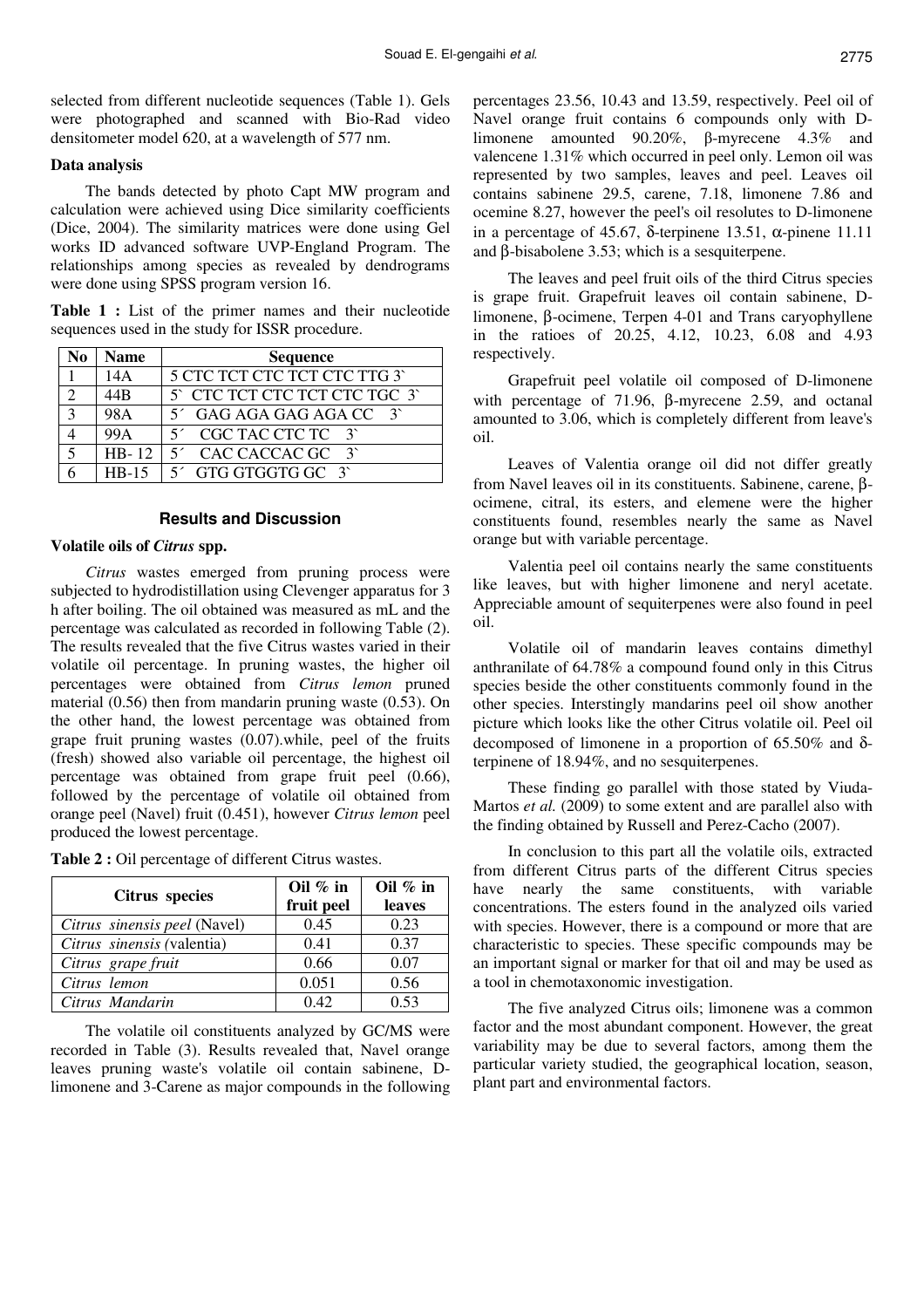selected from different nucleotide sequences (Table 1). Gels were photographed and scanned with Bio-Rad video densitometer model 620, at a wavelength of 577 nm.

**Data analysis**

The bands detected by photo Capt MW program and calculation were achieved using Dice similarity coefficients (Dice, 2004). The similarity matrices were done using Gel works ID advanced software UVP-England Program. The relationships among species as revealed by dendrograms were done using SPSS program version 16.

**Table 1 :** List of the primer names and their nucleotide sequences used in the study for ISSR procedure.

| No | Name | Sequence |
|---|---|---|
| 1 | 14A | 5 CTC TCT CTC TCT CTC TTG 3` |
| 2 | 44B | 5` CTC TCT CTC TCT CTC TGC 3` |
| 3 | 98A | 5´ GAG AGA GAG AGA CC 3` |
| 4 | 99A | 5´ CGC TAC CTC TC 3` |
| 5 | HB- 12 | 5´ CAC CACCAC GC 3` |
| 6 | HB-15 | 5´ GTG GTGGTG GC 3` |

## Results and Discussion

### Volatile oils of *Citrus* spp.

*Citrus* wastes emerged from pruning process were subjected to hydrodistillation using Clevenger apparatus for 3 h after boiling. The oil obtained was measured as mL and the percentage was calculated as recorded in following Table (2). The results revealed that the five Citrus wastes varied in their volatile oil percentage. In pruning wastes, the higher oil percentages were obtained from *Citrus lemon* pruned material (0.56) then from mandarin pruning waste (0.53). On the other hand, the lowest percentage was obtained from grape fruit pruning wastes (0.07).while, peel of the fruits (fresh) showed also variable oil percentage, the highest oil percentage was obtained from grape fruit peel (0.66), followed by the percentage of volatile oil obtained from orange peel (Navel) fruit (0.451), however *Citrus lemon* peel produced the lowest percentage.

**Table 2 :** Oil percentage of different Citrus wastes.

| Citrus species | Oil % in fruit peel | Oil % in leaves |
|---|---|---|
| *Citrus sinensis peel* (Navel) | 0.45 | 0.23 |
| *Citrus sinensis* (valentia) | 0.41 | 0.37 |
| *Citrus grape fruit* | 0.66 | 0.07 |
| *Citrus lemon* | 0.051 | 0.56 |
| *Citrus Mandarin* | 0.42 | 0.53 |

The volatile oil constituents analyzed by GC/MS were recorded in Table (3). Results revealed that, Navel orange leaves pruning waste's volatile oil contain sabinene, D-limonene and 3-Carene as major compounds in the following percentages 23.56, 10.43 and 13.59, respectively. Peel oil of Navel orange fruit contains 6 compounds only with D-limonene amounted 90.20%, β-myrecene 4.3% and valencene 1.31% which occurred in peel only. Lemon oil was represented by two samples, leaves and peel. Leaves oil contains sabinene 29.5, carene, 7.18, limonene 7.86 and ocemine 8.27, however the peel's oil resolutes to D-limonene in a percentage of 45.67, δ-terpinene 13.51, α-pinene 11.11 and β-bisabolene 3.53; which is a sesquiterpene.

The leaves and peel fruit oils of the third Citrus species is grape fruit. Grapefruit leaves oil contain sabinene, D-limonene, β-ocimene, Terpen 4-01 and Trans caryophyllene in the ratioes of 20.25, 4.12, 10.23, 6.08 and 4.93 respectively.

Grapefruit peel volatile oil composed of D-limonene with percentage of 71.96, β-myrecene 2.59, and octanal amounted to 3.06, which is completely different from leave's oil.

Leaves of Valentia orange oil did not differ greatly from Navel leaves oil in its constituents. Sabinene, carene, β-ocimene, citral, its esters, and elemene were the higher constituents found, resembles nearly the same as Navel orange but with variable percentage.

Valentia peel oil contains nearly the same constituents like leaves, but with higher limonene and neryl acetate. Appreciable amount of sequiterpenes were also found in peel oil.

Volatile oil of mandarin leaves contains dimethyl anthranilate of 64.78% a compound found only in this Citrus species beside the other constituents commonly found in the other species. Interstingly mandarins peel oil show another picture which looks like the other Citrus volatile oil. Peel oil decomposed of limonene in a proportion of 65.50% and δ-terpinene of 18.94%, and no sesquiterpenes.

These finding go parallel with those stated by Viuda-Martos *et al.* (2009) to some extent and are parallel also with the finding obtained by Russell and Perez-Cacho (2007).

In conclusion to this part all the volatile oils, extracted from different Citrus parts of the different Citrus species have nearly the same constituents, with variable concentrations. The esters found in the analyzed oils varied with species. However, there is a compound or more that are characteristic to species. These specific compounds may be an important signal or marker for that oil and may be used as a tool in chemotaxonomic investigation.

The five analyzed Citrus oils; limonene was a common factor and the most abundant component. However, the great variability may be due to several factors, among them the particular variety studied, the geographical location, season, plant part and environmental factors.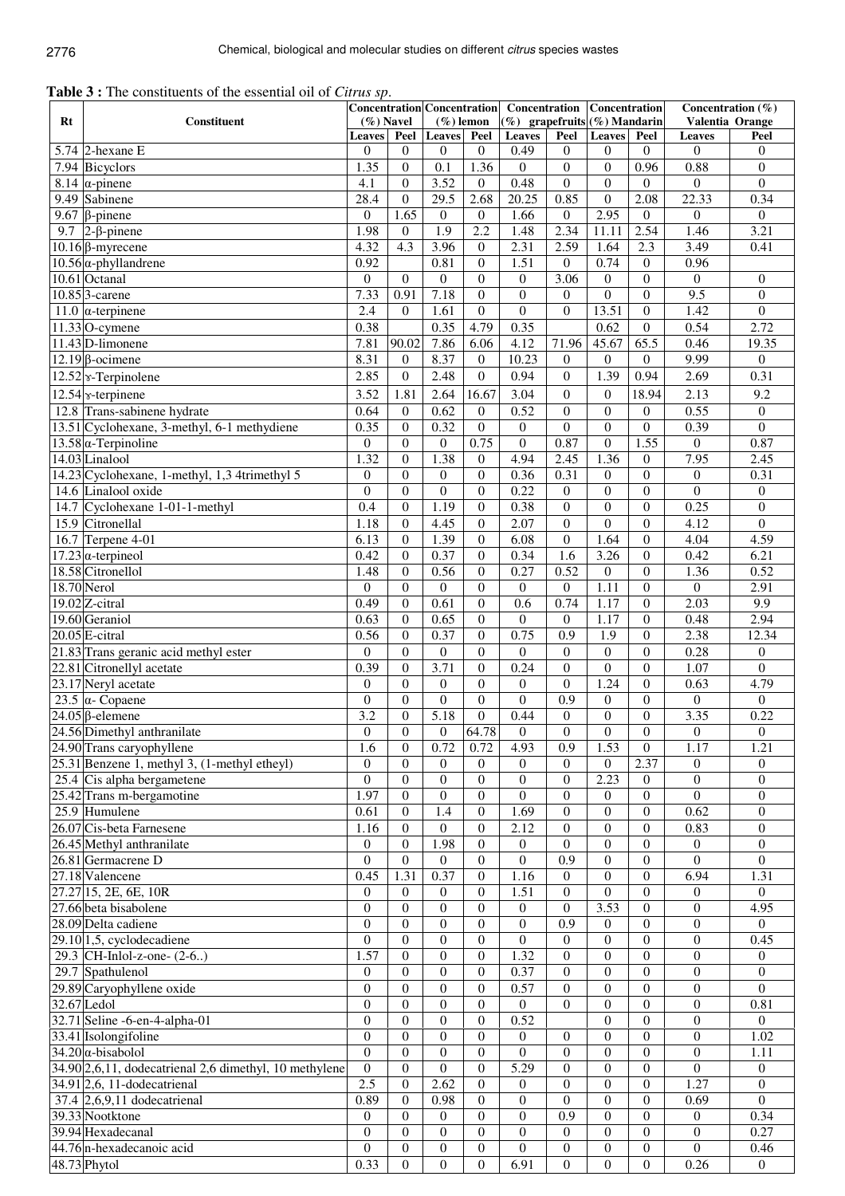**Table 3 :** The constituents of the essential oil of *Citrus sp*.

| Rt | Constituent | Concentration (%) Navel | | Concentration (%) lemon | | Concentration (%) grapefruits | | Concentration (%) Mandarin | | Concentration (%) Valentia Orange | |
|---|---|---|---|---|---|---|---|---|---|---|---|
| | | Leaves | Peel | Leaves | Peel | Leaves | Peel | Leaves | Peel | Leaves | Peel |
| 5.74 | 2-hexane E | 0 | 0 | 0 | 0 | 0.49 | 0 | 0 | 0 | 0 | 0 |
| 7.94 | Bicyclors | 1.35 | 0 | 0.1 | 1.36 | 0 | 0 | 0 | 0.96 | 0.88 | 0 |
| 8.14 | α-pinene | 4.1 | 0 | 3.52 | 0 | 0.48 | 0 | 0 | 0 | 0 | 0 |
| 9.49 | Sabinene | 28.4 | 0 | 29.5 | 2.68 | 20.25 | 0.85 | 0 | 2.08 | 22.33 | 0.34 |
| 9.67 | β-pinene | 0 | 1.65 | 0 | 0 | 1.66 | 0 | 2.95 | 0 | 0 | 0 |
| 9.7 | 2-β-pinene | 1.98 | 0 | 1.9 | 2.2 | 1.48 | 2.34 | 11.11 | 2.54 | 1.46 | 3.21 |
| 10.16 | β-myrecene | 4.32 | 4.3 | 3.96 | 0 | 2.31 | 2.59 | 1.64 | 2.3 | 3.49 | 0.41 |
| 10.56 | α-phyllandrene | 0.92 | | 0.81 | 0 | 1.51 | 0 | 0.74 | 0 | 0.96 | |
| 10.61 | Octanal | 0 | 0 | 0 | 0 | 0 | 3.06 | 0 | 0 | 0 | 0 |
| 10.85 | 3-carene | 7.33 | 0.91 | 7.18 | 0 | 0 | 0 | 0 | 0 | 9.5 | 0 |
| 11.0 | α-terpinene | 2.4 | 0 | 1.61 | 0 | 0 | 0 | 13.51 | 0 | 1.42 | 0 |
| 11.33 | O-cymene | 0.38 | | 0.35 | 4.79 | 0.35 | | 0.62 | 0 | 0.54 | 2.72 |
| 11.43 | D-limonene | 7.81 | 90.02 | 7.86 | 6.06 | 4.12 | 71.96 | 45.67 | 65.5 | 0.46 | 19.35 |
| 12.19 | β-ocimene | 8.31 | 0 | 8.37 | 0 | 10.23 | 0 | 0 | 0 | 9.99 | 0 |
| 12.52 | ɤ-Terpinolene | 2.85 | 0 | 2.48 | 0 | 0.94 | 0 | 1.39 | 0.94 | 2.69 | 0.31 |
| 12.54 | ɤ-terpinene | 3.52 | 1.81 | 2.64 | 16.67 | 3.04 | 0 | 0 | 18.94 | 2.13 | 9.2 |
| 12.8 | Trans-sabinene hydrate | 0.64 | 0 | 0.62 | 0 | 0.52 | 0 | 0 | 0 | 0.55 | 0 |
| 13.51 | Cyclohexane, 3-methyl, 6-1 methydiene | 0.35 | 0 | 0.32 | 0 | 0 | 0 | 0 | 0 | 0.39 | 0 |
| 13.58 | α-Terpinoline | 0 | 0 | 0 | 0.75 | 0 | 0.87 | 0 | 1.55 | 0 | 0.87 |
| 14.03 | Linalool | 1.32 | 0 | 1.38 | 0 | 4.94 | 2.45 | 1.36 | 0 | 7.95 | 2.45 |
| 14.23 | Cyclohexane, 1-methyl, 1,3 4trimethyl 5 | 0 | 0 | 0 | 0 | 0.36 | 0.31 | 0 | 0 | 0 | 0.31 |
| 14.6 | Linalool oxide | 0 | 0 | 0 | 0 | 0.22 | 0 | 0 | 0 | 0 | 0 |
| 14.7 | Cyclohexane 1-01-1-methyl | 0.4 | 0 | 1.19 | 0 | 0.38 | 0 | 0 | 0 | 0.25 | 0 |
| 15.9 | Citronellal | 1.18 | 0 | 4.45 | 0 | 2.07 | 0 | 0 | 0 | 4.12 | 0 |
| 16.7 | Terpene 4-01 | 6.13 | 0 | 1.39 | 0 | 6.08 | 0 | 1.64 | 0 | 4.04 | 4.59 |
| 17.23 | α-terpineol | 0.42 | 0 | 0.37 | 0 | 0.34 | 1.6 | 3.26 | 0 | 0.42 | 6.21 |
| 18.58 | Citronellol | 1.48 | 0 | 0.56 | 0 | 0.27 | 0.52 | 0 | 0 | 1.36 | 0.52 |
| 18.70 | Nerol | 0 | 0 | 0 | 0 | 0 | 0 | 1.11 | 0 | 0 | 2.91 |
| 19.02 | Z-citral | 0.49 | 0 | 0.61 | 0 | 0.6 | 0.74 | 1.17 | 0 | 2.03 | 9.9 |
| 19.60 | Geraniol | 0.63 | 0 | 0.65 | 0 | 0 | 0 | 1.17 | 0 | 0.48 | 2.94 |
| 20.05 | E-citral | 0.56 | 0 | 0.37 | 0 | 0.75 | 0.9 | 1.9 | 0 | 2.38 | 12.34 |
| 21.83 | Trans geranic acid methyl ester | 0 | 0 | 0 | 0 | 0 | 0 | 0 | 0 | 0.28 | 0 |
| 22.81 | Citronellyl acetate | 0.39 | 0 | 3.71 | 0 | 0.24 | 0 | 0 | 0 | 1.07 | 0 |
| 23.17 | Neryl acetate | 0 | 0 | 0 | 0 | 0 | 0 | 1.24 | 0 | 0.63 | 4.79 |
| 23.5 | α- Copaene | 0 | 0 | 0 | 0 | 0 | 0.9 | 0 | 0 | 0 | 0 |
| 24.05 | β-elemene | 3.2 | 0 | 5.18 | 0 | 0.44 | 0 | 0 | 0 | 3.35 | 0.22 |
| 24.56 | Dimethyl anthranilate | 0 | 0 | 0 | 64.78 | 0 | 0 | 0 | 0 | 0 | 0 |
| 24.90 | Trans caryophyllene | 1.6 | 0 | 0.72 | 0.72 | 4.93 | 0.9 | 1.53 | 0 | 1.17 | 1.21 |
| 25.31 | Benzene 1, methyl 3, (1-methyl etheyl) | 0 | 0 | 0 | 0 | 0 | 0 | 0 | 2.37 | 0 | 0 |
| 25.4 | Cis alpha bergametene | 0 | 0 | 0 | 0 | 0 | 0 | 2.23 | 0 | 0 | 0 |
| 25.42 | Trans m-bergamotine | 1.97 | 0 | 0 | 0 | 0 | 0 | 0 | 0 | 0 | 0 |
| 25.9 | Humulene | 0.61 | 0 | 1.4 | 0 | 1.69 | 0 | 0 | 0 | 0.62 | 0 |
| 26.07 | Cis-beta Farnesene | 1.16 | 0 | 0 | 0 | 2.12 | 0 | 0 | 0 | 0.83 | 0 |
| 26.45 | Methyl anthranilate | 0 | 0 | 1.98 | 0 | 0 | 0 | 0 | 0 | 0 | 0 |
| 26.81 | Germacrene D | 0 | 0 | 0 | 0 | 0 | 0.9 | 0 | 0 | 0 | 0 |
| 27.18 | Valencene | 0.45 | 1.31 | 0.37 | 0 | 1.16 | 0 | 0 | 0 | 6.94 | 1.31 |
| 27.27 | 15, 2E, 6E, 10R | 0 | 0 | 0 | 0 | 1.51 | 0 | 0 | 0 | 0 | 0 |
| 27.66 | beta bisabolene | 0 | 0 | 0 | 0 | 0 | 0 | 3.53 | 0 | 0 | 4.95 |
| 28.09 | Delta cadiene | 0 | 0 | 0 | 0 | 0 | 0.9 | 0 | 0 | 0 | 0 |
| 29.10 | 1,5, cyclodecadiene | 0 | 0 | 0 | 0 | 0 | 0 | 0 | 0 | 0 | 0.45 |
| 29.3 | CH-Inlol-z-one- (2-6..) | 1.57 | 0 | 0 | 0 | 1.32 | 0 | 0 | 0 | 0 | 0 |
| 29.7 | Spathulenol | 0 | 0 | 0 | 0 | 0.37 | 0 | 0 | 0 | 0 | 0 |
| 29.89 | Caryophyllene oxide | 0 | 0 | 0 | 0 | 0.57 | 0 | 0 | 0 | 0 | 0 |
| 32.67 | Ledol | 0 | 0 | 0 | 0 | 0 | 0 | 0 | 0 | 0 | 0.81 |
| 32.71 | Seline -6-en-4-alpha-01 | 0 | 0 | 0 | 0 | 0.52 | | 0 | 0 | 0 | 0 |
| 33.41 | Isolongifoline | 0 | 0 | 0 | 0 | 0 | 0 | 0 | 0 | 0 | 1.02 |
| 34.20 | α-bisabolol | 0 | 0 | 0 | 0 | 0 | 0 | 0 | 0 | 0 | 1.11 |
| 34.90 | 2,6,11, dodecatrienal 2,6 dimethyl, 10 methylene | 0 | 0 | 0 | 0 | 5.29 | 0 | 0 | 0 | 0 | 0 |
| 34.91 | 2,6, 11-dodecatrienal | 2.5 | 0 | 2.62 | 0 | 0 | 0 | 0 | 0 | 1.27 | 0 |
| 37.4 | 2,6,9,11 dodecatrienal | 0.89 | 0 | 0.98 | 0 | 0 | 0 | 0 | 0 | 0.69 | 0 |
| 39.33 | Nootktone | 0 | 0 | 0 | 0 | 0 | 0.9 | 0 | 0 | 0 | 0.34 |
| 39.94 | Hexadecanal | 0 | 0 | 0 | 0 | 0 | 0 | 0 | 0 | 0 | 0.27 |
| 44.76 | n-hexadecanoic acid | 0 | 0 | 0 | 0 | 0 | 0 | 0 | 0 | 0 | 0.46 |
| 48.73 | Phytol | 0.33 | 0 | 0 | 0 | 6.91 | 0 | 0 | 0 | 0.26 | 0 |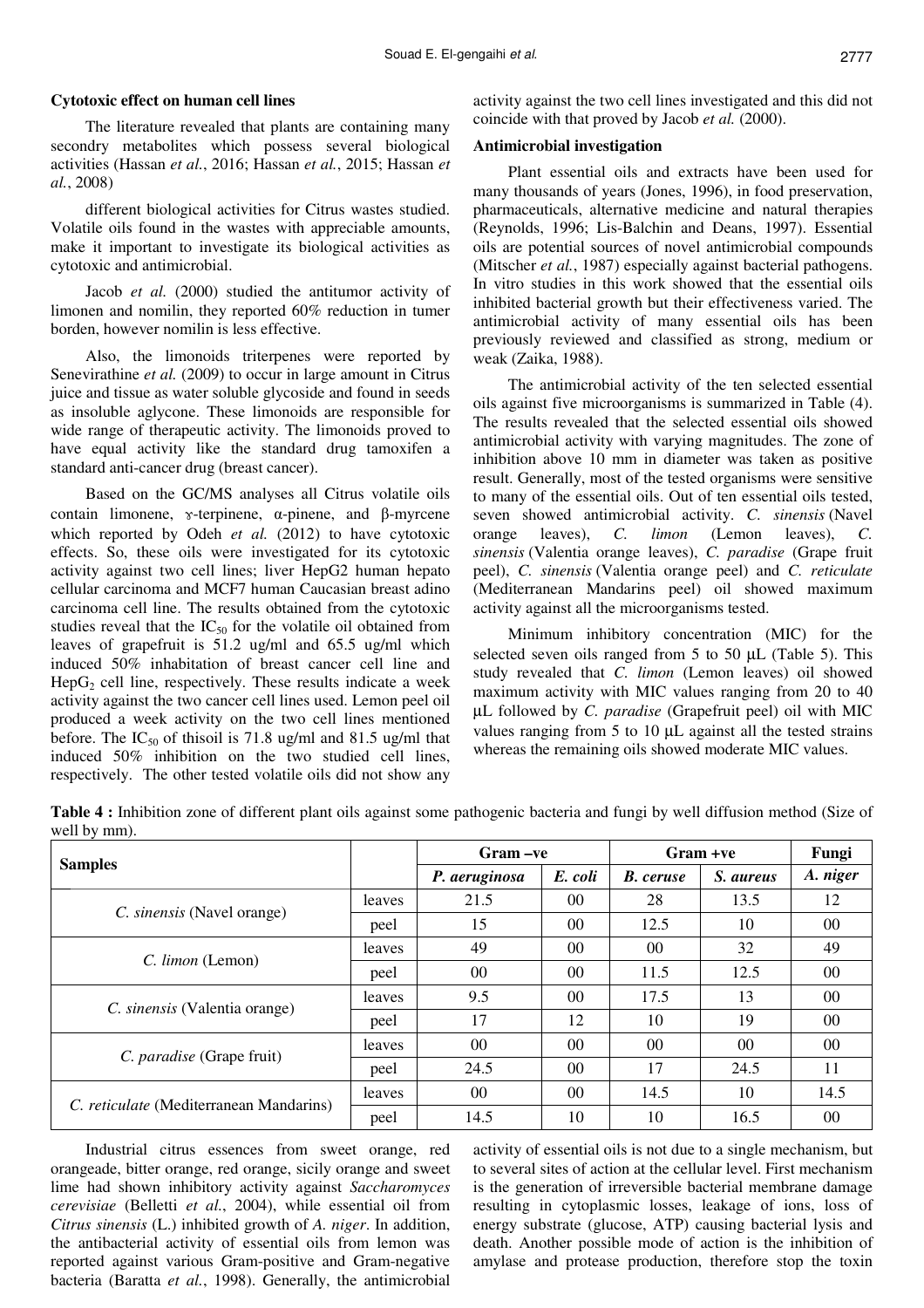### Cytotoxic effect on human cell lines

The literature revealed that plants are containing many secondry metabolites which possess several biological activities (Hassan *et al.*, 2016; Hassan *et al.*, 2015; Hassan *et al.*, 2008)

different biological activities for Citrus wastes studied. Volatile oils found in the wastes with appreciable amounts, make it important to investigate its biological activities as cytotoxic and antimicrobial.

Jacob *et al.* (2000) studied the antitumor activity of limonen and nomilin, they reported 60% reduction in tumer borden, however nomilin is less effective.

Also, the limonoids triterpenes were reported by Senevirathine *et al.* (2009) to occur in large amount in Citrus juice and tissue as water soluble glycoside and found in seeds as insoluble aglycone. These limonoids are responsible for wide range of therapeutic activity. The limonoids proved to have equal activity like the standard drug tamoxifen a standard anti-cancer drug (breast cancer).

Based on the GC/MS analyses all Citrus volatile oils contain limonene, ɤ-terpinene, α-pinene, and β-myrcene which reported by Odeh *et al.* (2012) to have cytotoxic effects. So, these oils were investigated for its cytotoxic activity against two cell lines; liver HepG2 human hepato cellular carcinoma and MCF7 human Caucasian breast adino carcinoma cell line. The results obtained from the cytotoxic studies reveal that the $IC_{50}$ for the volatile oil obtained from leaves of grapefruit is 51.2 ug/ml and 65.5 ug/ml which induced 50% inhabitation of breast cancer cell line and $HepG_2$ cell line, respectively. These results indicate a week activity against the two cancer cell lines used. Lemon peel oil produced a week activity on the two cell lines mentioned before. The $IC_{50}$ of thisoil is 71.8 ug/ml and 81.5 ug/ml that induced 50% inhibition on the two studied cell lines, respectively. The other tested volatile oils did not show any activity against the two cell lines investigated and this did not coincide with that proved by Jacob *et al.* (2000).

### Antimicrobial investigation

Plant essential oils and extracts have been used for many thousands of years (Jones, 1996), in food preservation, pharmaceuticals, alternative medicine and natural therapies (Reynolds, 1996; Lis-Balchin and Deans, 1997). Essential oils are potential sources of novel antimicrobial compounds (Mitscher *et al.*, 1987) especially against bacterial pathogens. In vitro studies in this work showed that the essential oils inhibited bacterial growth but their effectiveness varied. The antimicrobial activity of many essential oils has been previously reviewed and classified as strong, medium or weak (Zaika, 1988).

The antimicrobial activity of the ten selected essential oils against five microorganisms is summarized in Table (4). The results revealed that the selected essential oils showed antimicrobial activity with varying magnitudes. The zone of inhibition above 10 mm in diameter was taken as positive result. Generally, most of the tested organisms were sensitive to many of the essential oils. Out of ten essential oils tested, seven showed antimicrobial activity. *C. sinensis* (Navel orange leaves), *C. limon* (Lemon leaves), *C. sinensis* (Valentia orange leaves), *C. paradise* (Grape fruit peel), *C. sinensis* (Valentia orange peel) and *C. reticulate* (Mediterranean Mandarins peel) oil showed maximum activity against all the microorganisms tested.

Minimum inhibitory concentration (MIC) for the selected seven oils ranged from 5 to 50 μL (Table 5). This study revealed that *C. limon* (Lemon leaves) oil showed maximum activity with MIC values ranging from 20 to 40 μL followed by *C. paradise* (Grapefruit peel) oil with MIC values ranging from 5 to 10 μL against all the tested strains whereas the remaining oils showed moderate MIC values.

**Table 4 :** Inhibition zone of different plant oils against some pathogenic bacteria and fungi by well diffusion method (Size of well by mm).

| Samples | | Gram –ve | | Gram +ve | | Fungi |
|---|---|---|---|---|---|---|
| | | *P. aeruginosa* | *E. coli* | *B. ceruse* | *S. aureus* | *A. niger* |
| *C. sinensis* (Navel orange) | leaves | 21.5 | 00 | 28 | 13.5 | 12 |
| | peel | 15 | 00 | 12.5 | 10 | 00 |
| *C. limon* (Lemon) | leaves | 49 | 00 | 00 | 32 | 49 |
| | peel | 00 | 00 | 11.5 | 12.5 | 00 |
| *C. sinensis* (Valentia orange) | leaves | 9.5 | 00 | 17.5 | 13 | 00 |
| | peel | 17 | 12 | 10 | 19 | 00 |
| *C. paradise* (Grape fruit) | leaves | 00 | 00 | 00 | 00 | 00 |
| | peel | 24.5 | 00 | 17 | 24.5 | 11 |
| *C. reticulate* (Mediterranean Mandarins) | leaves | 00 | 00 | 14.5 | 10 | 14.5 |
| | peel | 14.5 | 10 | 10 | 16.5 | 00 |

Industrial citrus essences from sweet orange, red orangeade, bitter orange, red orange, sicily orange and sweet lime had shown inhibitory activity against *Saccharomyces cerevisiae* (Belletti *et al.*, 2004), while essential oil from *Citrus sinensis* (L.) inhibited growth of *A. niger*. In addition, the antibacterial activity of essential oils from lemon was reported against various Gram-positive and Gram-negative bacteria (Baratta *et al.*, 1998). Generally, the antimicrobial activity of essential oils is not due to a single mechanism, but to several sites of action at the cellular level. First mechanism is the generation of irreversible bacterial membrane damage resulting in cytoplasmic losses, leakage of ions, loss of energy substrate (glucose, ATP) causing bacterial lysis and death. Another possible mode of action is the inhibition of amylase and protease production, therefore stop the toxin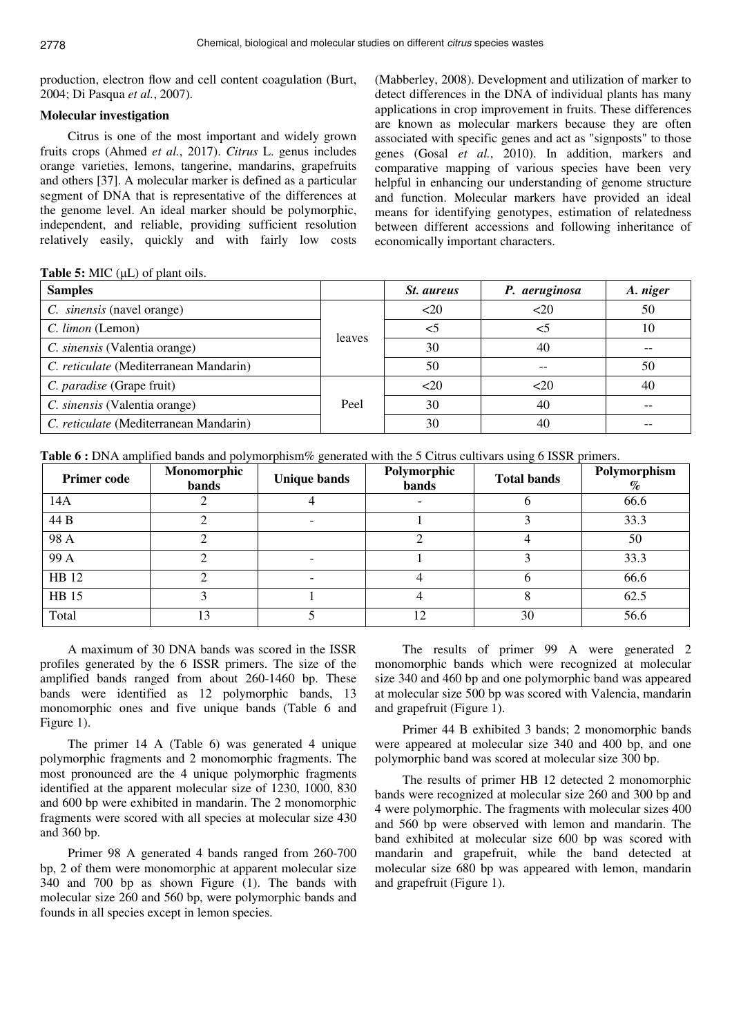production, electron flow and cell content coagulation (Burt, 2004; Di Pasqua *et al.*, 2007).

### Molecular investigation

Citrus is one of the most important and widely grown fruits crops (Ahmed *et al.*, 2017). *Citrus* L. genus includes orange varieties, lemons, tangerine, mandarins, grapefruits and others [37]. A molecular marker is defined as a particular segment of DNA that is representative of the differences at the genome level. An ideal marker should be polymorphic, independent, and reliable, providing sufficient resolution relatively easily, quickly and with fairly low costs (Mabberley, 2008). Development and utilization of marker to detect differences in the DNA of individual plants has many applications in crop improvement in fruits. These differences are known as molecular markers because they are often associated with specific genes and act as "signposts" to those genes (Gosal *et al.*, 2010). In addition, markers and comparative mapping of various species have been very helpful in enhancing our understanding of genome structure and function. Molecular markers have provided an ideal means for identifying genotypes, estimation of relatedness between different accessions and following inheritance of economically important characters.

**Table 5:** MIC (µL) of plant oils.

| Samples | | *St. aureus* | *P. aeruginosa* | *A. niger* |
|---|---|---|---|---|
| *C. sinensis* (navel orange) | leaves | <20 | <20 | 50 |
| *C. limon* (Lemon) | | <5 | <5 | 10 |
| *C. sinensis* (Valentia orange) | | 30 | 40 | -- |
| *C. reticulate* (Mediterranean Mandarin) | | 50 | -- | 50 |
| *C. paradise* (Grape fruit) | Peel | <20 | <20 | 40 |
| *C. sinensis* (Valentia orange) | | 30 | 40 | -- |
| *C. reticulate* (Mediterranean Mandarin) | | 30 | 40 | -- |

**Table 6 :** DNA amplified bands and polymorphism% generated with the 5 Citrus cultivars using 6 ISSR primers.

| Primer code | Monomorphic bands | Unique bands | Polymorphic bands | Total bands | Polymorphism % |
|---|---|---|---|---|---|
| 14A | 2 | 4 | - | 6 | 66.6 |
| 44 B | 2 | - | 1 | 3 | 33.3 |
| 98 A | 2 | | 2 | 4 | 50 |
| 99 A | 2 | - | 1 | 3 | 33.3 |
| HB 12 | 2 | - | 4 | 6 | 66.6 |
| HB 15 | 3 | 1 | 4 | 8 | 62.5 |
| Total | 13 | 5 | 12 | 30 | 56.6 |

A maximum of 30 DNA bands was scored in the ISSR profiles generated by the 6 ISSR primers. The size of the amplified bands ranged from about 260-1460 bp. These bands were identified as 12 polymorphic bands, 13 monomorphic ones and five unique bands (Table 6 and Figure 1).

The primer 14 A (Table 6) was generated 4 unique polymorphic fragments and 2 monomorphic fragments. The most pronounced are the 4 unique polymorphic fragments identified at the apparent molecular size of 1230, 1000, 830 and 600 bp were exhibited in mandarin. The 2 monomorphic fragments were scored with all species at molecular size 430 and 360 bp.

Primer 98 A generated 4 bands ranged from 260-700 bp, 2 of them were monomorphic at apparent molecular size 340 and 700 bp as shown Figure (1). The bands with molecular size 260 and 560 bp, were polymorphic bands and founds in all species except in lemon species.

The results of primer 99 A were generated 2 monomorphic bands which were recognized at molecular size 340 and 460 bp and one polymorphic band was appeared at molecular size 500 bp was scored with Valencia, mandarin and grapefruit (Figure 1).

Primer 44 B exhibited 3 bands; 2 monomorphic bands were appeared at molecular size 340 and 400 bp, and one polymorphic band was scored at molecular size 300 bp.

The results of primer HB 12 detected 2 monomorphic bands were recognized at molecular size 260 and 300 bp and 4 were polymorphic. The fragments with molecular sizes 400 and 560 bp were observed with lemon and mandarin. The band exhibited at molecular size 600 bp was scored with mandarin and grapefruit, while the band detected at molecular size 680 bp was appeared with lemon, mandarin and grapefruit (Figure 1).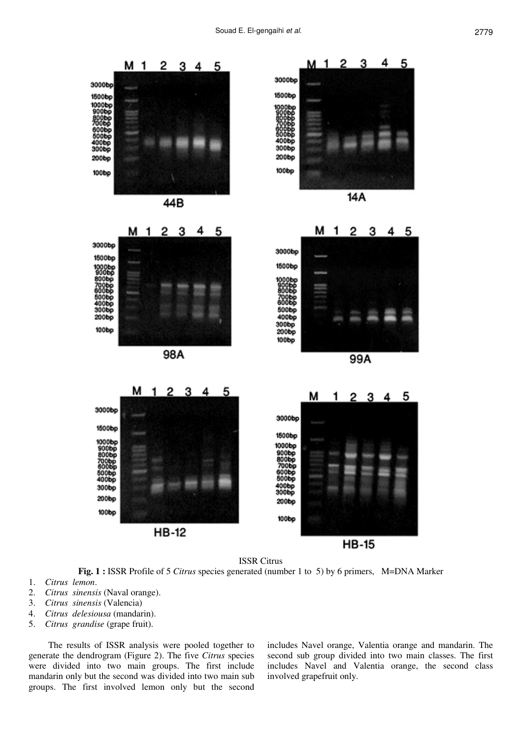ISSR Citrus

**Fig. 1 :** ISSR Profile of 5 *Citrus* species generated (number 1 to 5) by 6 primers, M=DNA Marker

1. *Citrus lemon*.
2. *Citrus sinensis* (Naval orange).
3. *Citrus sinensis* (Valencia)
4. *Citrus delesiousa* (mandarin).
5. *Citrus grandise* (grape fruit).

The results of ISSR analysis were pooled together to generate the dendrogram (Figure 2). The five *Citrus* species were divided into two main groups. The first include mandarin only but the second was divided into two main sub groups. The first involved lemon only but the second includes Navel orange, Valentia orange and mandarin. The second sub group divided into two main classes. The first includes Navel and Valentia orange, the second class involved grapefruit only.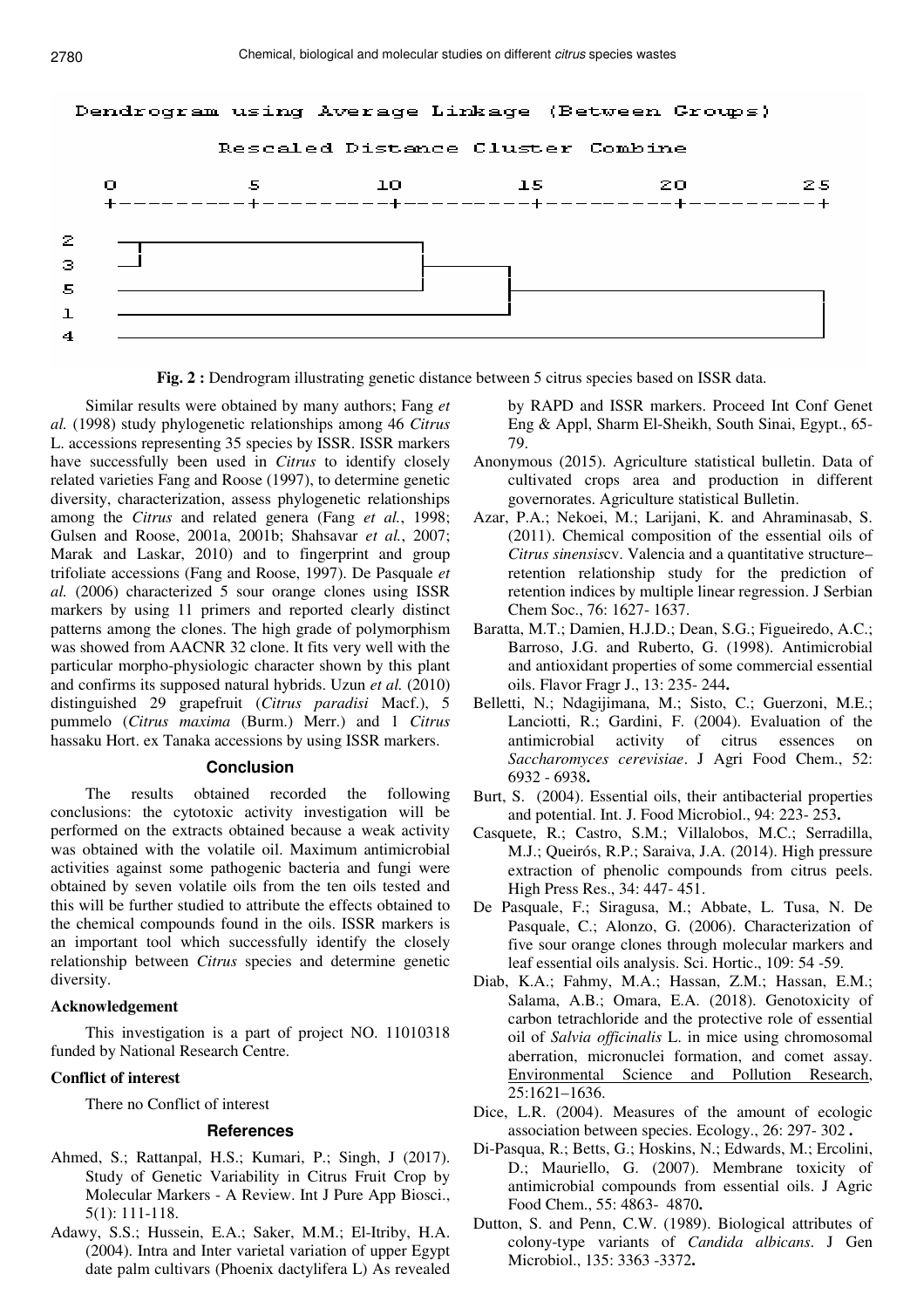Dendrogram using Average Linkage (Between Groups)

Rescaled Distance Cluster Combine

```
          0         5        10        15        20        25
          +---------+---------+---------+---------+---------+

  2
  3
  5
  1
  4
```

**Fig. 2 :** Dendrogram illustrating genetic distance between 5 citrus species based on ISSR data.

Similar results were obtained by many authors; Fang *et al.* (1998) study phylogenetic relationships among 46 *Citrus* L. accessions representing 35 species by ISSR. ISSR markers have successfully been used in *Citrus* to identify closely related varieties Fang and Roose (1997), to determine genetic diversity, characterization, assess phylogenetic relationships among the *Citrus* and related genera (Fang *et al.*, 1998; Gulsen and Roose, 2001a, 2001b; Shahsavar *et al.*, 2007; Marak and Laskar, 2010) and to fingerprint and group trifoliate accessions (Fang and Roose, 1997). De Pasquale *et al.* (2006) characterized 5 sour orange clones using ISSR markers by using 11 primers and reported clearly distinct patterns among the clones. The high grade of polymorphism was showed from AACNR 32 clone. It fits very well with the particular morpho-physiologic character shown by this plant and confirms its supposed natural hybrids. Uzun *et al.* (2010) distinguished 29 grapefruit (*Citrus paradisi* Macf.), 5 pummelo (*Citrus maxima* (Burm.) Merr.) and 1 *Citrus* hassaku Hort. ex Tanaka accessions by using ISSR markers.

## Conclusion

The results obtained recorded the following conclusions: the cytotoxic activity investigation will be performed on the extracts obtained because a weak activity was obtained with the volatile oil. Maximum antimicrobial activities against some pathogenic bacteria and fungi were obtained by seven volatile oils from the ten oils tested and this will be further studied to attribute the effects obtained to the chemical compounds found in the oils. ISSR markers is an important tool which successfully identify the closely relationship between *Citrus* species and determine genetic diversity.

### Acknowledgement

This investigation is a part of project NO. 11010318 funded by National Research Centre.

### Conflict of interest

There no Conflict of interest

## References

Ahmed, S.; Rattanpal, H.S.; Kumari, P.; Singh, J (2017). Study of Genetic Variability in Citrus Fruit Crop by Molecular Markers - A Review. Int J Pure App Biosci., 5(1): 111-118.

Adawy, S.S.; Hussein, E.A.; Saker, M.M.; El-Itriby, H.A. (2004). Intra and Inter varietal variation of upper Egypt date palm cultivars (Phoenix dactylifera L) As revealed by RAPD and ISSR markers. Proceed Int Conf Genet Eng & Appl, Sharm El-Sheikh, South Sinai, Egypt., 65-79.

Anonymous (2015). Agriculture statistical bulletin. Data of cultivated crops area and production in different governorates. Agriculture statistical Bulletin.

Azar, P.A.; Nekoei, M.; Larijani, K. and Ahraminasab, S. (2011). Chemical composition of the essential oils of *Citrus sinensis*cv. Valencia and a quantitative structure–retention relationship study for the prediction of retention indices by multiple linear regression. J Serbian Chem Soc., 76: 1627- 1637.

Baratta, M.T.; Damien, H.J.D.; Dean, S.G.; Figueiredo, A.C.; Barroso, J.G. and Ruberto, G. (1998). Antimicrobial and antioxidant properties of some commercial essential oils. Flavor Fragr J., 13: 235- 244**.**

Belletti, N.; Ndagijimana, M.; Sisto, C.; Guerzoni, M.E.; Lanciotti, R.; Gardini, F. (2004). Evaluation of the antimicrobial activity of citrus essences on *Saccharomyces cerevisiae*. J Agri Food Chem., 52: 6932 - 6938**.**

Burt, S. (2004). Essential oils, their antibacterial properties and potential. Int. J. Food Microbiol., 94: 223- 253**.**

Casquete, R.; Castro, S.M.; Villalobos, M.C.; Serradilla, M.J.; Queirós, R.P.; Saraiva, J.A. (2014). High pressure extraction of phenolic compounds from citrus peels. High Press Res., 34: 447- 451.

De Pasquale, F.; Siragusa, M.; Abbate, L. Tusa, N. De Pasquale, C.; Alonzo, G. (2006). Characterization of five sour orange clones through molecular markers and leaf essential oils analysis. Sci. Hortic., 109: 54 -59.

Diab, K.A.; Fahmy, M.A.; Hassan, Z.M.; Hassan, E.M.; Salama, A.B.; Omara, E.A. (2018). Genotoxicity of carbon tetrachloride and the protective role of essential oil of *Salvia officinalis* L. in mice using chromosomal aberration, micronuclei formation, and comet assay. Environmental Science and Pollution Research, 25:1621–1636.

Dice, L.R. (2004). Measures of the amount of ecologic association between species. Ecology., 26: 297- 302 **.**

Di-Pasqua, R.; Betts, G.; Hoskins, N.; Edwards, M.; Ercolini, D.; Mauriello, G. (2007). Membrane toxicity of antimicrobial compounds from essential oils. J Agric Food Chem., 55: 4863- 4870**.**

Dutton, S. and Penn, C.W. (1989). Biological attributes of colony-type variants of *Candida albicans*. J Gen Microbiol., 135: 3363 -3372**.**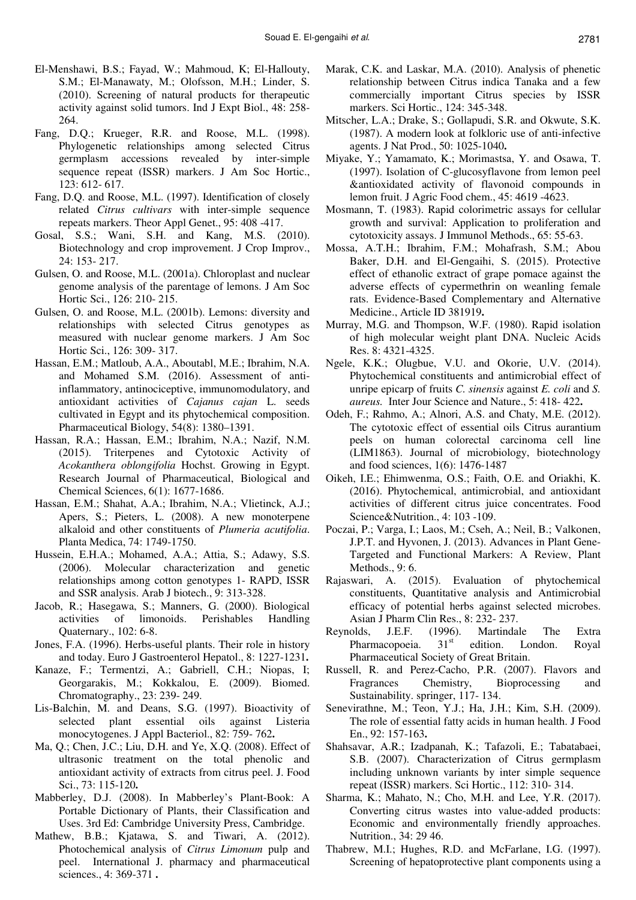El-Menshawi, B.S.; Fayad, W.; Mahmoud, K; El-Hallouty, S.M.; El-Manawaty, M.; Olofsson, M.H.; Linder, S. (2010). Screening of natural products for therapeutic activity against solid tumors. Ind J Expt Biol., 48: 258-264.

Fang, D.Q.; Krueger, R.R. and Roose, M.L. (1998). Phylogenetic relationships among selected Citrus germplasm accessions revealed by inter-simple sequence repeat (ISSR) markers. J Am Soc Hortic., 123: 612- 617.

Fang, D.Q. and Roose, M.L. (1997). Identification of closely related *Citrus cultivars* with inter-simple sequence repeats markers. Theor Appl Genet., 95: 408 -417.

Gosal, S.S.; Wani, S.H. and Kang, M.S. (2010). Biotechnology and crop improvement. J Crop Improv., 24: 153- 217.

Gulsen, O. and Roose, M.L. (2001a). Chloroplast and nuclear genome analysis of the parentage of lemons. J Am Soc Hortic Sci., 126: 210- 215.

Gulsen, O. and Roose, M.L. (2001b). Lemons: diversity and relationships with selected Citrus genotypes as measured with nuclear genome markers. J Am Soc Hortic Sci., 126: 309- 317.

Hassan, E.M.; Matloub, A.A., Aboutabl, M.E.; Ibrahim, N.A. and Mohamed S.M. (2016). Assessment of anti-inflammatory, antinociceptive, immunomodulatory, and antioxidant activities of *Cajanus cajan* L. seeds cultivated in Egypt and its phytochemical composition. Pharmaceutical Biology, 54(8): 1380–1391.

Hassan, R.A.; Hassan, E.M.; Ibrahim, N.A.; Nazif, N.M. (2015). Triterpenes and Cytotoxic Activity of *Acokanthera oblongifolia* Hochst. Growing in Egypt. Research Journal of Pharmaceutical, Biological and Chemical Sciences, 6(1): 1677-1686.

Hassan, E.M.; Shahat, A.A.; Ibrahim, N.A.; Vlietinck, A.J.; Apers, S.; Pieters, L. (2008). A new monoterpene alkaloid and other constituents of *Plumeria acutifolia*. Planta Medica, 74: 1749-1750.

Hussein, E.H.A.; Mohamed, A.A.; Attia, S.; Adawy, S.S. (2006). Molecular characterization and genetic relationships among cotton genotypes 1- RAPD, ISSR and SSR analysis. Arab J biotech., 9: 313-328.

Jacob, R.; Hasegawa, S.; Manners, G. (2000). Biological activities of limonoids. Perishables Handling Quaternary., 102: 6-8.

Jones, F.A. (1996). Herbs-useful plants. Their role in history and today. Euro J Gastroenterol Hepatol., 8: 1227-1231**.**

Kanaze, F.; Termentzi, A.; Gabriell, C.H.; Niopas, I; Georgarakis, M.; Kokkalou, E. (2009). Biomed. Chromatography., 23: 239- 249.

Lis-Balchin, M. and Deans, S.G. (1997). Bioactivity of selected plant essential oils against Listeria monocytogenes. J Appl Bacteriol., 82: 759- 762**.**

Ma, Q.; Chen, J.C.; Liu, D.H. and Ye, X.Q. (2008). Effect of ultrasonic treatment on the total phenolic and antioxidant activity of extracts from citrus peel. J. Food Sci., 73: 115-120**.**

Mabberley, D.J. (2008). In Mabberley's Plant-Book: A Portable Dictionary of Plants, their Classification and Uses. 3rd Ed: Cambridge University Press, Cambridge.

Mathew, B.B.; Kjatawa, S. and Tiwari, A. (2012). Photochemical analysis of *Citrus Limonum* pulp and peel. International J. pharmacy and pharmaceutical sciences., 4: 369-371 **.**

Marak, C.K. and Laskar, M.A. (2010). Analysis of phenetic relationship between Citrus indica Tanaka and a few commercially important Citrus species by ISSR markers. Sci Hortic., 124: 345-348.

Mitscher, L.A.; Drake, S.; Gollapudi, S.R. and Okwute, S.K. (1987). A modern look at folkloric use of anti-infective agents. J Nat Prod., 50: 1025-1040**.**

Miyake, Y.; Yamamato, K.; Morimastsa, Y. and Osawa, T. (1997). Isolation of C-glucosyflavone from lemon peel &antioxidated activity of flavonoid compounds in lemon fruit. J Agric Food chem., 45: 4619 -4623.

Mosmann, T. (1983). Rapid colorimetric assays for cellular growth and survival: Application to proliferation and cytotoxicity assays. J Immunol Methods., 65: 55-63.

Mossa, A.T.H.; Ibrahim, F.M.; Mohafrash, S.M.; Abou Baker, D.H. and El-Gengaihi, S. (2015). Protective effect of ethanolic extract of grape pomace against the adverse effects of cypermethrin on weanling female rats. Evidence-Based Complementary and Alternative Medicine., Article ID 381919**.**

Murray, M.G. and Thompson, W.F. (1980). Rapid isolation of high molecular weight plant DNA. Nucleic Acids Res. 8: 4321-4325.

Ngele, K.K.; Olugbue, V.U. and Okorie, U.V. (2014). Phytochemical constituents and antimicrobial effect of unripe epicarp of fruits *C. sinensis* against *E. coli* and *S. aureus.* Inter Jour Science and Nature., 5: 418- 422**.**

Odeh, F.; Rahmo, A.; Alnori, A.S. and Chaty, M.E. (2012). The cytotoxic effect of essential oils Citrus aurantium peels on human colorectal carcinoma cell line (LIM1863). Journal of microbiology, biotechnology and food sciences, 1(6): 1476-1487

Oikeh, I.E.; Ehimwenma, O.S.; Faith, O.E. and Oriakhi, K. (2016). Phytochemical, antimicrobial, and antioxidant activities of different citrus juice concentrates. Food Science&Nutrition., 4: 103 -109.

Poczai, P.; Varga, I.; Laos, M.; Cseh, A.; Neil, B.; Valkonen, J.P.T. and Hyvonen, J. (2013). Advances in Plant Gene-Targeted and Functional Markers: A Review, Plant Methods., 9: 6.

Rajaswari, A. (2015). Evaluation of phytochemical constituents, Quantitative analysis and Antimicrobial efficacy of potential herbs against selected microbes. Asian J Pharm Clin Res., 8: 232- 237.

Reynolds, J.E.F. (1996). Martindale The Extra Pharmacopoeia. 31st edition. London. Royal Pharmaceutical Society of Great Britain.

Russell, R. and Perez-Cacho, P.R. (2007). Flavors and Fragrances Chemistry, Bioprocessing and Sustainability. springer, 117- 134.

Senevirathne, M.; Teon, Y.J.; Ha, J.H.; Kim, S.H. (2009). The role of essential fatty acids in human health. J Food En., 92: 157-163**.**

Shahsavar, A.R.; Izadpanah, K.; Tafazoli, E.; Tabatabaei, S.B. (2007). Characterization of Citrus germplasm including unknown variants by inter simple sequence repeat (ISSR) markers. Sci Hortic., 112: 310- 314.

Sharma, K.; Mahato, N.; Cho, M.H. and Lee, Y.R. (2017). Converting citrus wastes into value-added products: Economic and environmentally friendly approaches. Nutrition., 34: 29 46.

Thabrew, M.I.; Hughes, R.D. and McFarlane, I.G. (1997). Screening of hepatoprotective plant components using a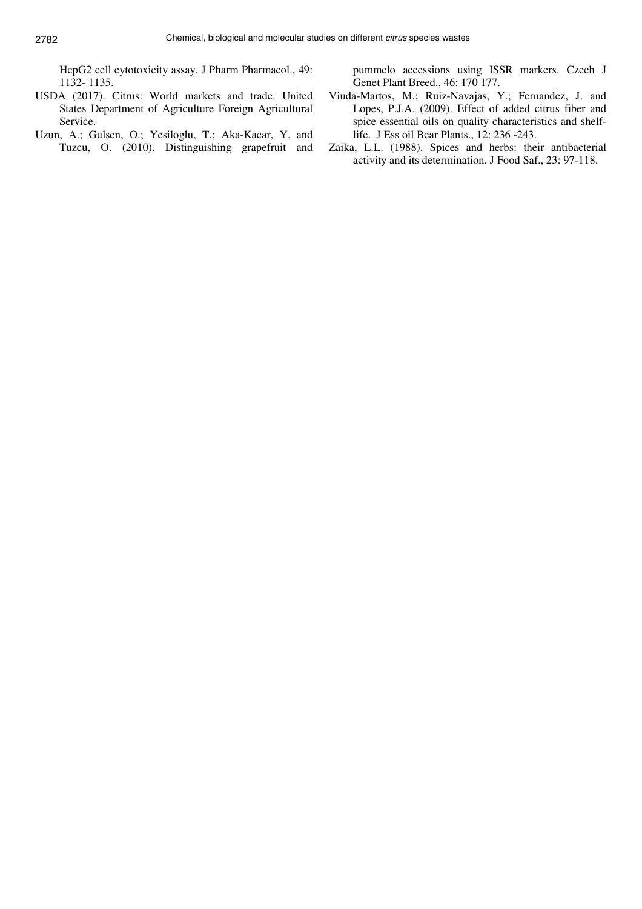HepG2 cell cytotoxicity assay. J Pharm Pharmacol., 49: 1132- 1135.

USDA (2017). Citrus: World markets and trade. United States Department of Agriculture Foreign Agricultural Service.

Uzun, A.; Gulsen, O.; Yesiloglu, T.; Aka-Kacar, Y. and Tuzcu, O. (2010). Distinguishing grapefruit and pummelo accessions using ISSR markers. Czech J Genet Plant Breed., 46: 170 177.

Viuda-Martos, M.; Ruiz-Navajas, Y.; Fernandez, J. and Lopes, P.J.A. (2009). Effect of added citrus fiber and spice essential oils on quality characteristics and shelf-life. J Ess oil Bear Plants., 12: 236 -243.

Zaika, L.L. (1988). Spices and herbs: their antibacterial activity and its determination. J Food Saf., 23: 97-118.